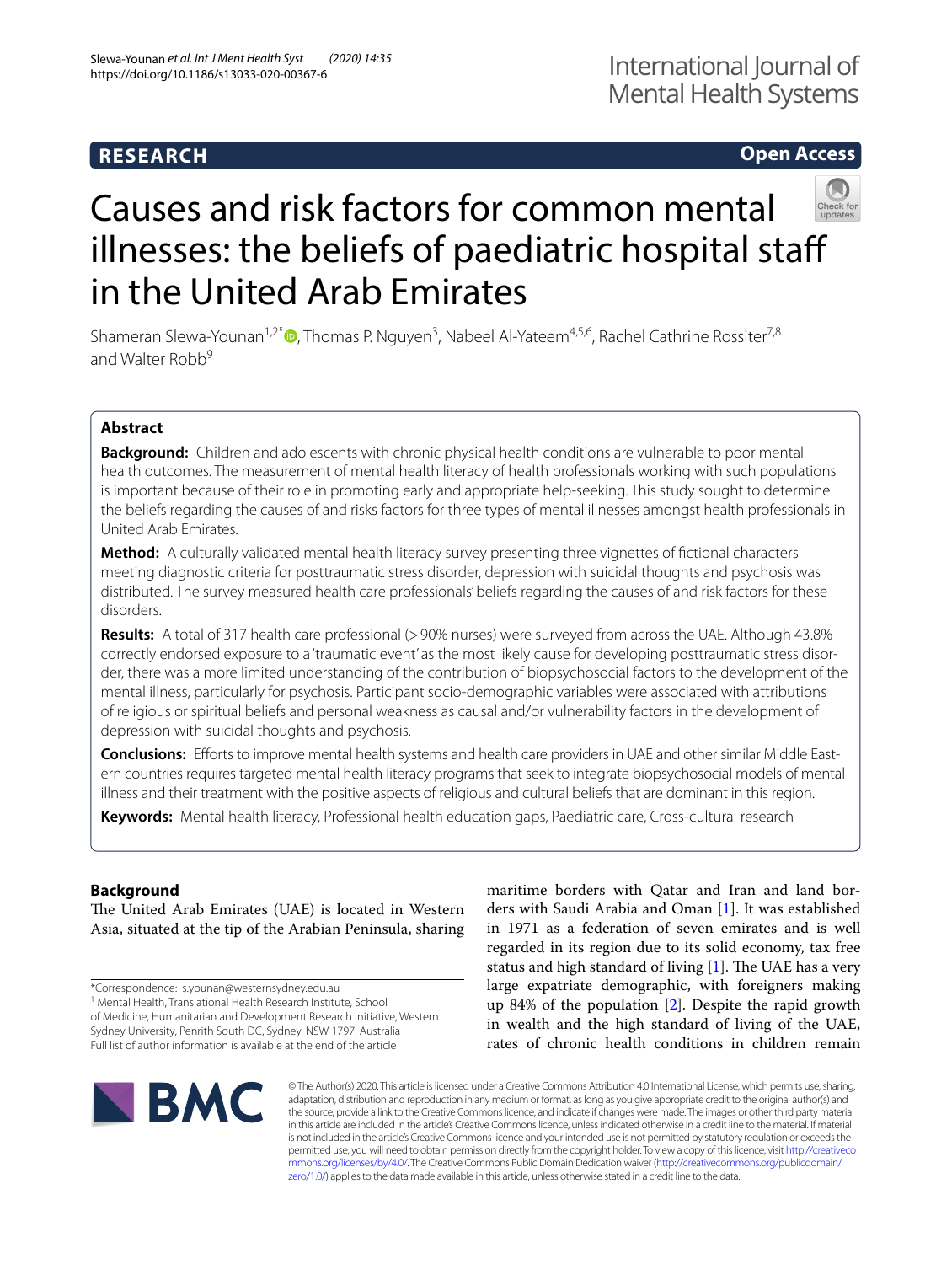# Causes and risk factors for common mental illnesses: the beliefs of paediatric hospital staff in the United Arab Emirates

**RESEARCH** | **Open Access**

Shameran Slewa-Younan[1,2*], Thomas P. Nguyen[3], Nabeel Al-Yateem[4,5,6], Rachel Cathrine Rossiter[7,8] and Walter Robb[9]

## Abstract

**Background:** Children and adolescents with chronic physical health conditions are vulnerable to poor mental health outcomes. The measurement of mental health literacy of health professionals working with such populations is important because of their role in promoting early and appropriate help-seeking. This study sought to determine the beliefs regarding the causes of and risks factors for three types of mental illnesses amongst health professionals in United Arab Emirates.

**Method:** A culturally validated mental health literacy survey presenting three vignettes of fictional characters meeting diagnostic criteria for posttraumatic stress disorder, depression with suicidal thoughts and psychosis was distributed. The survey measured health care professionals' beliefs regarding the causes of and risk factors for these disorders.

**Results:** A total of 317 health care professional (> 90% nurses) were surveyed from across the UAE. Although 43.8% correctly endorsed exposure to a 'traumatic event' as the most likely cause for developing posttraumatic stress disorder, there was a more limited understanding of the contribution of biopsychosocial factors to the development of the mental illness, particularly for psychosis. Participant socio-demographic variables were associated with attributions of religious or spiritual beliefs and personal weakness as causal and/or vulnerability factors in the development of depression with suicidal thoughts and psychosis.

**Conclusions:** Efforts to improve mental health systems and health care providers in UAE and other similar Middle Eastern countries requires targeted mental health literacy programs that seek to integrate biopsychosocial models of mental illness and their treatment with the positive aspects of religious and cultural beliefs that are dominant in this region.

**Keywords:** Mental health literacy, Professional health education gaps, Paediatric care, Cross-cultural research

## Background

The United Arab Emirates (UAE) is located in Western Asia, situated at the tip of the Arabian Peninsula, sharing maritime borders with Qatar and Iran and land borders with Saudi Arabia and Oman [1]. It was established in 1971 as a federation of seven emirates and is well regarded in its region due to its solid economy, tax free status and high standard of living [1]. The UAE has a very large expatriate demographic, with foreigners making up 84% of the population [2]. Despite the rapid growth in wealth and the high standard of living of the UAE, rates of chronic health conditions in children remain

*Correspondence: s.younan@westernsydney.edu.au
[1] Mental Health, Translational Health Research Institute, School of Medicine, Humanitarian and Development Research Initiative, Western Sydney University, Penrith South DC, Sydney, NSW 1797, Australia
Full list of author information is available at the end of the article

© The Author(s) 2020. This article is licensed under a Creative Commons Attribution 4.0 International License, which permits use, sharing, adaptation, distribution and reproduction in any medium or format, as long as you give appropriate credit to the original author(s) and the source, provide a link to the Creative Commons licence, and indicate if changes were made. The images or other third party material in this article are included in the article's Creative Commons licence, unless indicated otherwise in a credit line to the material. If material is not included in the article's Creative Commons licence and your intended use is not permitted by statutory regulation or exceeds the permitted use, you will need to obtain permission directly from the copyright holder. To view a copy of this licence, visit http://creativecommons.org/licenses/by/4.0/. The Creative Commons Public Domain Dedication waiver (http://creativecommons.org/publicdomain/zero/1.0/) applies to the data made available in this article, unless otherwise stated in a credit line to the data.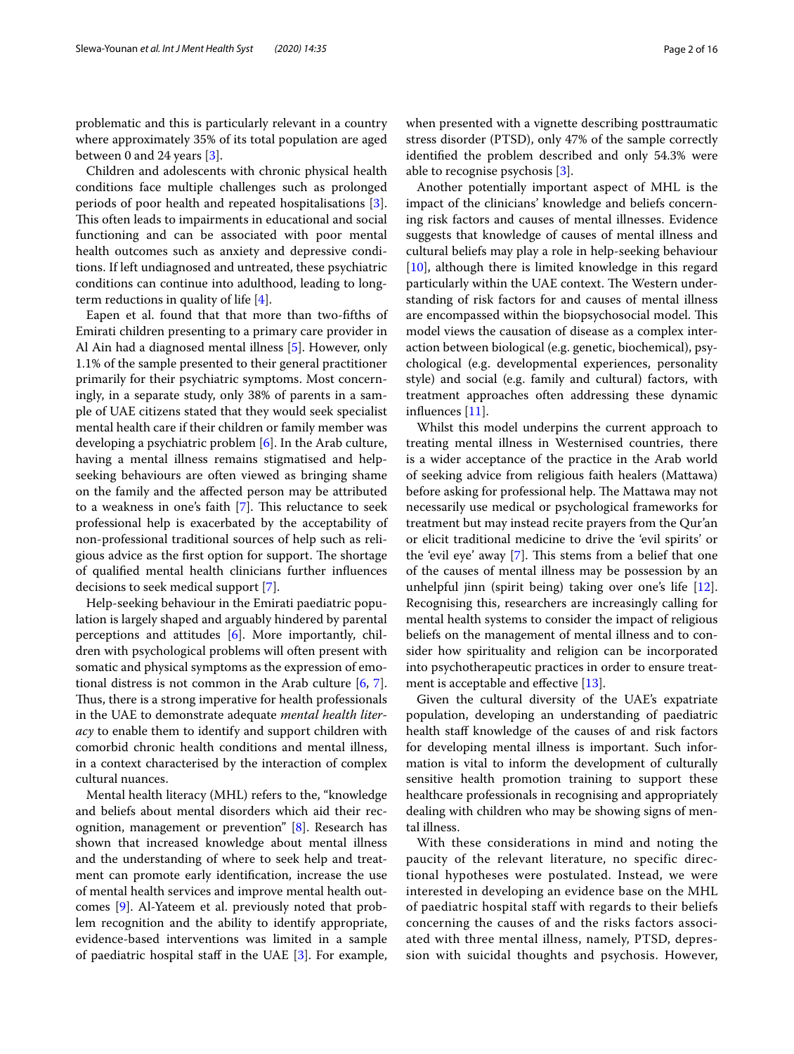problematic and this is particularly relevant in a country where approximately 35% of its total population are aged between 0 and 24 years [3].

Children and adolescents with chronic physical health conditions face multiple challenges such as prolonged periods of poor health and repeated hospitalisations [3]. This often leads to impairments in educational and social functioning and can be associated with poor mental health outcomes such as anxiety and depressive conditions. If left undiagnosed and untreated, these psychiatric conditions can continue into adulthood, leading to long-term reductions in quality of life [4].

Eapen et al. found that that more than two-fifths of Emirati children presenting to a primary care provider in Al Ain had a diagnosed mental illness [5]. However, only 1.1% of the sample presented to their general practitioner primarily for their psychiatric symptoms. Most concerningly, in a separate study, only 38% of parents in a sample of UAE citizens stated that they would seek specialist mental health care if their children or family member was developing a psychiatric problem [6]. In the Arab culture, having a mental illness remains stigmatised and help-seeking behaviours are often viewed as bringing shame on the family and the affected person may be attributed to a weakness in one's faith [7]. This reluctance to seek professional help is exacerbated by the acceptability of non-professional traditional sources of help such as religious advice as the first option for support. The shortage of qualified mental health clinicians further influences decisions to seek medical support [7].

Help-seeking behaviour in the Emirati paediatric population is largely shaped and arguably hindered by parental perceptions and attitudes [6]. More importantly, children with psychological problems will often present with somatic and physical symptoms as the expression of emotional distress is not common in the Arab culture [6, 7]. Thus, there is a strong imperative for health professionals in the UAE to demonstrate adequate *mental health literacy* to enable them to identify and support children with comorbid chronic health conditions and mental illness, in a context characterised by the interaction of complex cultural nuances.

Mental health literacy (MHL) refers to the, "knowledge and beliefs about mental disorders which aid their recognition, management or prevention" [8]. Research has shown that increased knowledge about mental illness and the understanding of where to seek help and treatment can promote early identification, increase the use of mental health services and improve mental health outcomes [9]. Al-Yateem et al. previously noted that problem recognition and the ability to identify appropriate, evidence-based interventions was limited in a sample of paediatric hospital staff in the UAE [3]. For example, when presented with a vignette describing posttraumatic stress disorder (PTSD), only 47% of the sample correctly identified the problem described and only 54.3% were able to recognise psychosis [3].

Another potentially important aspect of MHL is the impact of the clinicians' knowledge and beliefs concerning risk factors and causes of mental illnesses. Evidence suggests that knowledge of causes of mental illness and cultural beliefs may play a role in help-seeking behaviour [10], although there is limited knowledge in this regard particularly within the UAE context. The Western understanding of risk factors for and causes of mental illness are encompassed within the biopsychosocial model. This model views the causation of disease as a complex interaction between biological (e.g. genetic, biochemical), psychological (e.g. developmental experiences, personality style) and social (e.g. family and cultural) factors, with treatment approaches often addressing these dynamic influences [11].

Whilst this model underpins the current approach to treating mental illness in Westernised countries, there is a wider acceptance of the practice in the Arab world of seeking advice from religious faith healers (Mattawa) before asking for professional help. The Mattawa may not necessarily use medical or psychological frameworks for treatment but may instead recite prayers from the Qur'an or elicit traditional medicine to drive the 'evil spirits' or the 'evil eye' away [7]. This stems from a belief that one of the causes of mental illness may be possession by an unhelpful jinn (spirit being) taking over one's life [12]. Recognising this, researchers are increasingly calling for mental health systems to consider the impact of religious beliefs on the management of mental illness and to consider how spirituality and religion can be incorporated into psychotherapeutic practices in order to ensure treatment is acceptable and effective [13].

Given the cultural diversity of the UAE's expatriate population, developing an understanding of paediatric health staff knowledge of the causes of and risk factors for developing mental illness is important. Such information is vital to inform the development of culturally sensitive health promotion training to support these healthcare professionals in recognising and appropriately dealing with children who may be showing signs of mental illness.

With these considerations in mind and noting the paucity of the relevant literature, no specific directional hypotheses were postulated. Instead, we were interested in developing an evidence base on the MHL of paediatric hospital staff with regards to their beliefs concerning the causes of and the risks factors associated with three mental illness, namely, PTSD, depression with suicidal thoughts and psychosis. However,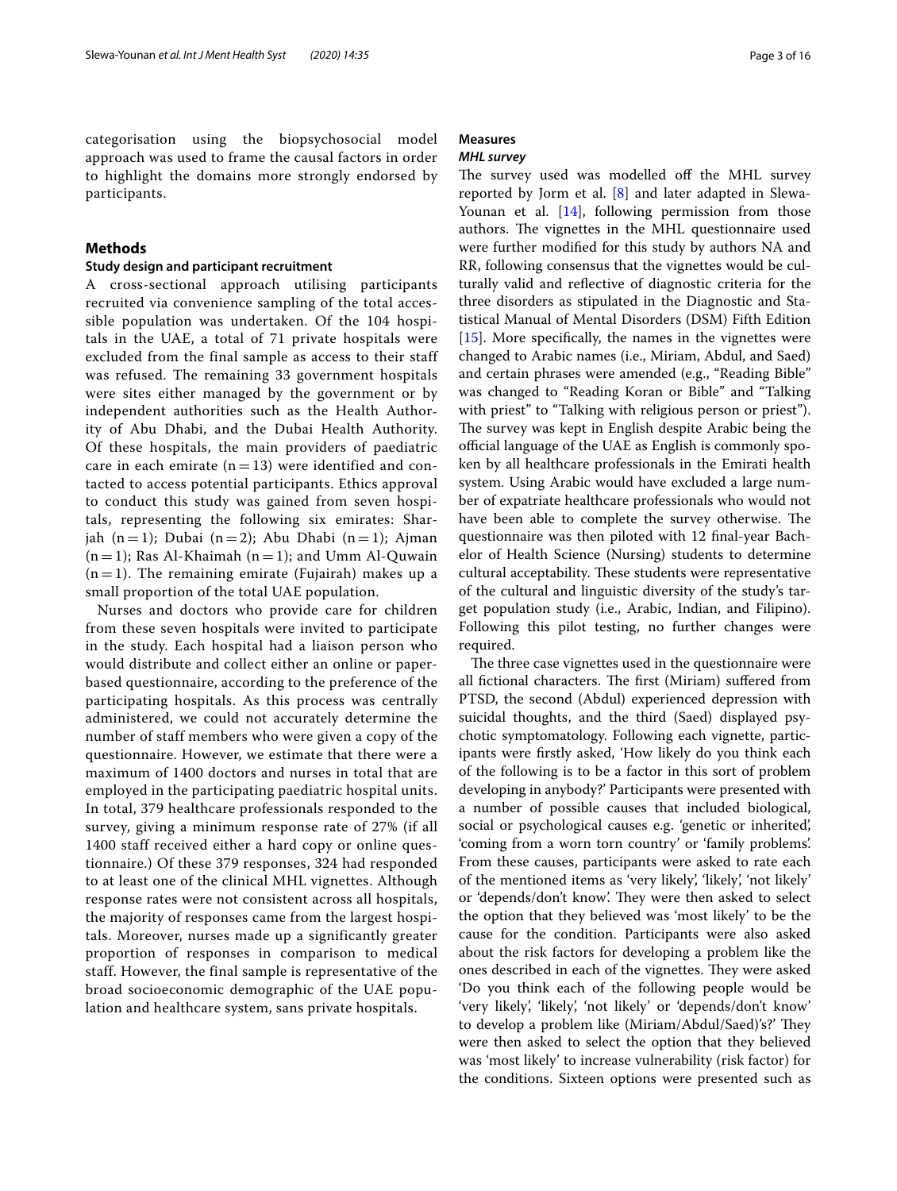categorisation using the biopsychosocial model approach was used to frame the causal factors in order to highlight the domains more strongly endorsed by participants.

## Methods

### Study design and participant recruitment

A cross-sectional approach utilising participants recruited via convenience sampling of the total accessible population was undertaken. Of the 104 hospitals in the UAE, a total of 71 private hospitals were excluded from the final sample as access to their staff was refused. The remaining 33 government hospitals were sites either managed by the government or by independent authorities such as the Health Authority of Abu Dhabi, and the Dubai Health Authority. Of these hospitals, the main providers of paediatric care in each emirate (n = 13) were identified and contacted to access potential participants. Ethics approval to conduct this study was gained from seven hospitals, representing the following six emirates: Sharjah (n = 1); Dubai (n = 2); Abu Dhabi (n = 1); Ajman (n = 1); Ras Al-Khaimah (n = 1); and Umm Al-Quwain (n = 1). The remaining emirate (Fujairah) makes up a small proportion of the total UAE population.

Nurses and doctors who provide care for children from these seven hospitals were invited to participate in the study. Each hospital had a liaison person who would distribute and collect either an online or paper-based questionnaire, according to the preference of the participating hospitals. As this process was centrally administered, we could not accurately determine the number of staff members who were given a copy of the questionnaire. However, we estimate that there were a maximum of 1400 doctors and nurses in total that are employed in the participating paediatric hospital units. In total, 379 healthcare professionals responded to the survey, giving a minimum response rate of 27% (if all 1400 staff received either a hard copy or online questionnaire.) Of these 379 responses, 324 had responded to at least one of the clinical MHL vignettes. Although response rates were not consistent across all hospitals, the majority of responses came from the largest hospitals. Moreover, nurses made up a significantly greater proportion of responses in comparison to medical staff. However, the final sample is representative of the broad socioeconomic demographic of the UAE population and healthcare system, sans private hospitals.

### Measures

#### *MHL survey*

The survey used was modelled off the MHL survey reported by Jorm et al. [8] and later adapted in Slewa-Younan et al. [14], following permission from those authors. The vignettes in the MHL questionnaire used were further modified for this study by authors NA and RR, following consensus that the vignettes would be culturally valid and reflective of diagnostic criteria for the three disorders as stipulated in the Diagnostic and Statistical Manual of Mental Disorders (DSM) Fifth Edition [15]. More specifically, the names in the vignettes were changed to Arabic names (i.e., Miriam, Abdul, and Saed) and certain phrases were amended (e.g., "Reading Bible" was changed to "Reading Koran or Bible" and "Talking with priest" to "Talking with religious person or priest"). The survey was kept in English despite Arabic being the official language of the UAE as English is commonly spoken by all healthcare professionals in the Emirati health system. Using Arabic would have excluded a large number of expatriate healthcare professionals who would not have been able to complete the survey otherwise. The questionnaire was then piloted with 12 final-year Bachelor of Health Science (Nursing) students to determine cultural acceptability. These students were representative of the cultural and linguistic diversity of the study's target population study (i.e., Arabic, Indian, and Filipino). Following this pilot testing, no further changes were required.

The three case vignettes used in the questionnaire were all fictional characters. The first (Miriam) suffered from PTSD, the second (Abdul) experienced depression with suicidal thoughts, and the third (Saed) displayed psychotic symptomatology. Following each vignette, participants were firstly asked, 'How likely do you think each of the following is to be a factor in this sort of problem developing in anybody?' Participants were presented with a number of possible causes that included biological, social or psychological causes e.g. 'genetic or inherited', 'coming from a worn torn country' or 'family problems'. From these causes, participants were asked to rate each of the mentioned items as 'very likely', 'likely', 'not likely' or 'depends/don't know'. They were then asked to select the option that they believed was 'most likely' to be the cause for the condition. Participants were also asked about the risk factors for developing a problem like the ones described in each of the vignettes. They were asked 'Do you think each of the following people would be 'very likely', 'likely', 'not likely' or 'depends/don't know' to develop a problem like (Miriam/Abdul/Saed)'s?' They were then asked to select the option that they believed was 'most likely' to increase vulnerability (risk factor) for the conditions. Sixteen options were presented such as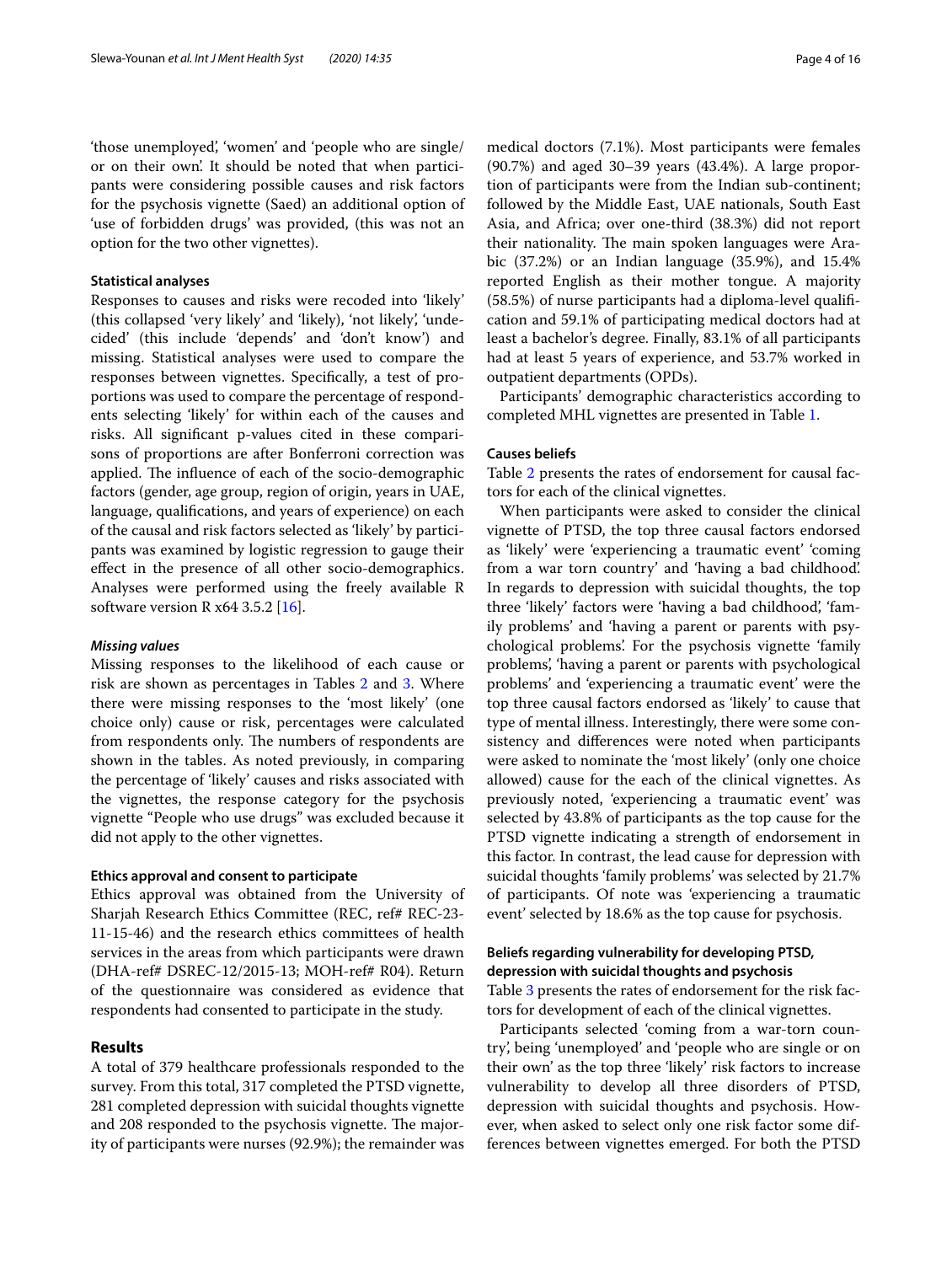'those unemployed', 'women' and 'people who are single/ or on their own'. It should be noted that when participants were considering possible causes and risk factors for the psychosis vignette (Saed) an additional option of 'use of forbidden drugs' was provided, (this was not an option for the two other vignettes).

### Statistical analyses

Responses to causes and risks were recoded into 'likely' (this collapsed 'very likely' and 'likely'), 'not likely', 'undecided' (this include 'depends' and 'don't know') and missing. Statistical analyses were used to compare the responses between vignettes. Specifically, a test of proportions was used to compare the percentage of respondents selecting 'likely' for within each of the causes and risks. All significant p-values cited in these comparisons of proportions are after Bonferroni correction was applied. The influence of each of the socio-demographic factors (gender, age group, region of origin, years in UAE, language, qualifications, and years of experience) on each of the causal and risk factors selected as 'likely' by participants was examined by logistic regression to gauge their effect in the presence of all other socio-demographics. Analyses were performed using the freely available R software version R x64 3.5.2 [16].

#### *Missing values*

Missing responses to the likelihood of each cause or risk are shown as percentages in Tables 2 and 3. Where there were missing responses to the 'most likely' (one choice only) cause or risk, percentages were calculated from respondents only. The numbers of respondents are shown in the tables. As noted previously, in comparing the percentage of 'likely' causes and risks associated with the vignettes, the response category for the psychosis vignette "People who use drugs" was excluded because it did not apply to the other vignettes.

### Ethics approval and consent to participate

Ethics approval was obtained from the University of Sharjah Research Ethics Committee (REC, ref# REC-23-11-15-46) and the research ethics committees of health services in the areas from which participants were drawn (DHA-ref# DSREC-12/2015-13; MOH-ref# R04). Return of the questionnaire was considered as evidence that respondents had consented to participate in the study.

## Results

A total of 379 healthcare professionals responded to the survey. From this total, 317 completed the PTSD vignette, 281 completed depression with suicidal thoughts vignette and 208 responded to the psychosis vignette. The majority of participants were nurses (92.9%); the remainder was medical doctors (7.1%). Most participants were females (90.7%) and aged 30–39 years (43.4%). A large proportion of participants were from the Indian sub-continent; followed by the Middle East, UAE nationals, South East Asia, and Africa; over one-third (38.3%) did not report their nationality. The main spoken languages were Arabic (37.2%) or an Indian language (35.9%), and 15.4% reported English as their mother tongue. A majority (58.5%) of nurse participants had a diploma-level qualification and 59.1% of participating medical doctors had at least a bachelor's degree. Finally, 83.1% of all participants had at least 5 years of experience, and 53.7% worked in outpatient departments (OPDs).

Participants' demographic characteristics according to completed MHL vignettes are presented in Table 1.

### Causes beliefs

Table 2 presents the rates of endorsement for causal factors for each of the clinical vignettes.

When participants were asked to consider the clinical vignette of PTSD, the top three causal factors endorsed as 'likely' were 'experiencing a traumatic event' 'coming from a war torn country' and 'having a bad childhood'. In regards to depression with suicidal thoughts, the top three 'likely' factors were 'having a bad childhood', 'family problems' and 'having a parent or parents with psychological problems'. For the psychosis vignette 'family problems', 'having a parent or parents with psychological problems' and 'experiencing a traumatic event' were the top three causal factors endorsed as 'likely' to cause that type of mental illness. Interestingly, there were some consistency and differences were noted when participants were asked to nominate the 'most likely' (only one choice allowed) cause for the each of the clinical vignettes. As previously noted, 'experiencing a traumatic event' was selected by 43.8% of participants as the top cause for the PTSD vignette indicating a strength of endorsement in this factor. In contrast, the lead cause for depression with suicidal thoughts 'family problems' was selected by 21.7% of participants. Of note was 'experiencing a traumatic event' selected by 18.6% as the top cause for psychosis.

### Beliefs regarding vulnerability for developing PTSD, depression with suicidal thoughts and psychosis

Table 3 presents the rates of endorsement for the risk factors for development of each of the clinical vignettes.

Participants selected 'coming from a war-torn country', being 'unemployed' and 'people who are single or on their own' as the top three 'likely' risk factors to increase vulnerability to develop all three disorders of PTSD, depression with suicidal thoughts and psychosis. However, when asked to select only one risk factor some differences between vignettes emerged. For both the PTSD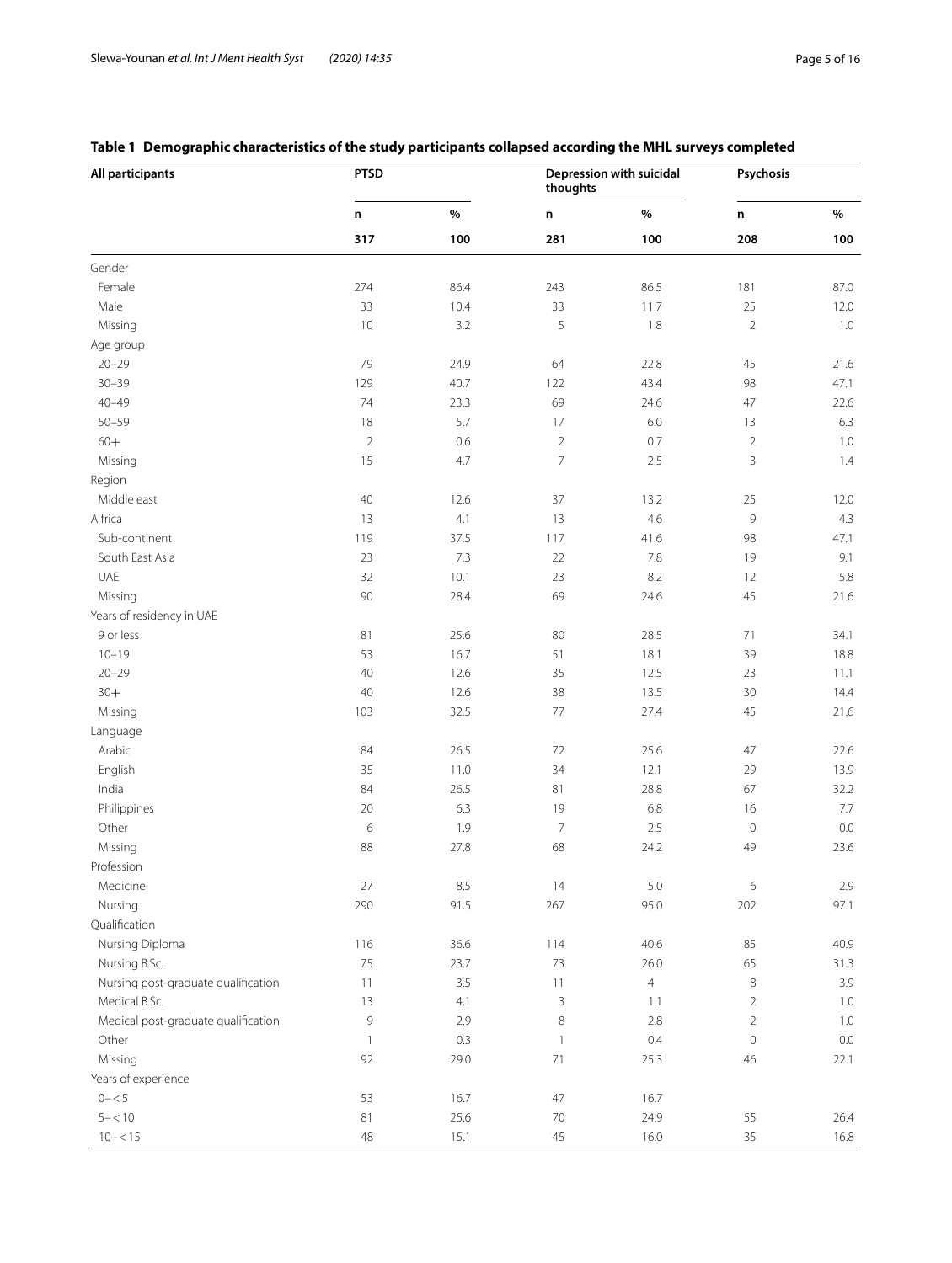**Table 1 Demographic characteristics of the study participants collapsed according the MHL surveys completed**

| All participants | PTSD | | Depression with suicidal thoughts | | Psychosis | |
|---|---|---|---|---|---|---|
| | n | % | n | % | n | % |
| | 317 | 100 | 281 | 100 | 208 | 100 |
| Gender | | | | | | |
| Female | 274 | 86.4 | 243 | 86.5 | 181 | 87.0 |
| Male | 33 | 10.4 | 33 | 11.7 | 25 | 12.0 |
| Missing | 10 | 3.2 | 5 | 1.8 | 2 | 1.0 |
| Age group | | | | | | |
| 20–29 | 79 | 24.9 | 64 | 22.8 | 45 | 21.6 |
| 30–39 | 129 | 40.7 | 122 | 43.4 | 98 | 47.1 |
| 40–49 | 74 | 23.3 | 69 | 24.6 | 47 | 22.6 |
| 50–59 | 18 | 5.7 | 17 | 6.0 | 13 | 6.3 |
| 60+ | 2 | 0.6 | 2 | 0.7 | 2 | 1.0 |
| Missing | 15 | 4.7 | 7 | 2.5 | 3 | 1.4 |
| Region | | | | | | |
| Middle east | 40 | 12.6 | 37 | 13.2 | 25 | 12.0 |
| A frica | 13 | 4.1 | 13 | 4.6 | 9 | 4.3 |
| Sub-continent | 119 | 37.5 | 117 | 41.6 | 98 | 47.1 |
| South East Asia | 23 | 7.3 | 22 | 7.8 | 19 | 9.1 |
| UAE | 32 | 10.1 | 23 | 8.2 | 12 | 5.8 |
| Missing | 90 | 28.4 | 69 | 24.6 | 45 | 21.6 |
| Years of residency in UAE | | | | | | |
| 9 or less | 81 | 25.6 | 80 | 28.5 | 71 | 34.1 |
| 10–19 | 53 | 16.7 | 51 | 18.1 | 39 | 18.8 |
| 20–29 | 40 | 12.6 | 35 | 12.5 | 23 | 11.1 |
| 30+ | 40 | 12.6 | 38 | 13.5 | 30 | 14.4 |
| Missing | 103 | 32.5 | 77 | 27.4 | 45 | 21.6 |
| Language | | | | | | |
| Arabic | 84 | 26.5 | 72 | 25.6 | 47 | 22.6 |
| English | 35 | 11.0 | 34 | 12.1 | 29 | 13.9 |
| India | 84 | 26.5 | 81 | 28.8 | 67 | 32.2 |
| Philippines | 20 | 6.3 | 19 | 6.8 | 16 | 7.7 |
| Other | 6 | 1.9 | 7 | 2.5 | 0 | 0.0 |
| Missing | 88 | 27.8 | 68 | 24.2 | 49 | 23.6 |
| Profession | | | | | | |
| Medicine | 27 | 8.5 | 14 | 5.0 | 6 | 2.9 |
| Nursing | 290 | 91.5 | 267 | 95.0 | 202 | 97.1 |
| Qualification | | | | | | |
| Nursing Diploma | 116 | 36.6 | 114 | 40.6 | 85 | 40.9 |
| Nursing B.Sc. | 75 | 23.7 | 73 | 26.0 | 65 | 31.3 |
| Nursing post-graduate qualification | 11 | 3.5 | 11 | 4 | 8 | 3.9 |
| Medical B.Sc. | 13 | 4.1 | 3 | 1.1 | 2 | 1.0 |
| Medical post-graduate qualification | 9 | 2.9 | 8 | 2.8 | 2 | 1.0 |
| Other | 1 | 0.3 | 1 | 0.4 | 0 | 0.0 |
| Missing | 92 | 29.0 | 71 | 25.3 | 46 | 22.1 |
| Years of experience | | | | | | |
| 0– < 5 | 53 | 16.7 | 47 | 16.7 | | |
| 5– < 10 | 81 | 25.6 | 70 | 24.9 | 55 | 26.4 |
| 10– < 15 | 48 | 15.1 | 45 | 16.0 | 35 | 16.8 |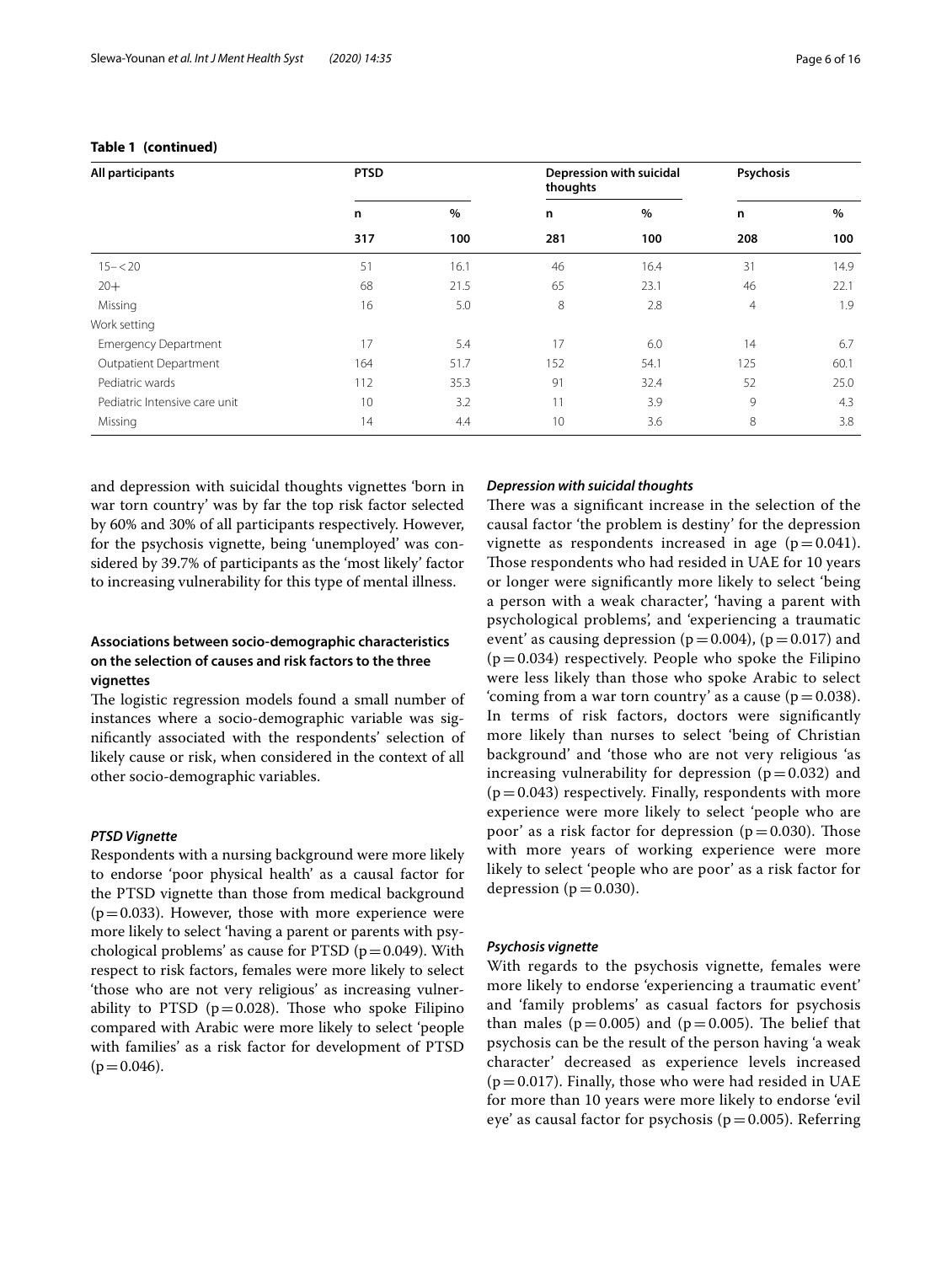**Table 1 (continued)**

| All participants | PTSD | | Depression with suicidal thoughts | | Psychosis | |
|---|---|---|---|---|---|---|
| | n | % | n | % | n | % |
| | 317 | 100 | 281 | 100 | 208 | 100 |
| 15–<20 | 51 | 16.1 | 46 | 16.4 | 31 | 14.9 |
| 20+ | 68 | 21.5 | 65 | 23.1 | 46 | 22.1 |
| Missing | 16 | 5.0 | 8 | 2.8 | 4 | 1.9 |
| Work setting | | | | | | |
| Emergency Department | 17 | 5.4 | 17 | 6.0 | 14 | 6.7 |
| Outpatient Department | 164 | 51.7 | 152 | 54.1 | 125 | 60.1 |
| Pediatric wards | 112 | 35.3 | 91 | 32.4 | 52 | 25.0 |
| Pediatric Intensive care unit | 10 | 3.2 | 11 | 3.9 | 9 | 4.3 |
| Missing | 14 | 4.4 | 10 | 3.6 | 8 | 3.8 |

and depression with suicidal thoughts vignettes 'born in war torn country' was by far the top risk factor selected by 60% and 30% of all participants respectively. However, for the psychosis vignette, being 'unemployed' was considered by 39.7% of participants as the 'most likely' factor to increasing vulnerability for this type of mental illness.

## Associations between socio-demographic characteristics on the selection of causes and risk factors to the three vignettes

The logistic regression models found a small number of instances where a socio-demographic variable was significantly associated with the respondents' selection of likely cause or risk, when considered in the context of all other socio-demographic variables.

### *PTSD Vignette*

Respondents with a nursing background were more likely to endorse 'poor physical health' as a causal factor for the PTSD vignette than those from medical background ($p=0.033$). However, those with more experience were more likely to select 'having a parent or parents with psychological problems' as cause for PTSD ($p=0.049$). With respect to risk factors, females were more likely to select 'those who are not very religious' as increasing vulnerability to PTSD ($p=0.028$). Those who spoke Filipino compared with Arabic were more likely to select 'people with families' as a risk factor for development of PTSD ($p=0.046$).

### *Depression with suicidal thoughts*

There was a significant increase in the selection of the causal factor 'the problem is destiny' for the depression vignette as respondents increased in age ($p=0.041$). Those respondents who had resided in UAE for 10 years or longer were significantly more likely to select 'being a person with a weak character', 'having a parent with psychological problems', and 'experiencing a traumatic event' as causing depression ($p=0.004$), ($p=0.017$) and ($p=0.034$) respectively. People who spoke the Filipino were less likely than those who spoke Arabic to select 'coming from a war torn country' as a cause ($p=0.038$). In terms of risk factors, doctors were significantly more likely than nurses to select 'being of Christian background' and 'those who are not very religious 'as increasing vulnerability for depression ($p=0.032$) and ($p=0.043$) respectively. Finally, respondents with more experience were more likely to select 'people who are poor' as a risk factor for depression ($p=0.030$). Those with more years of working experience were more likely to select 'people who are poor' as a risk factor for depression ($p=0.030$).

### *Psychosis vignette*

With regards to the psychosis vignette, females were more likely to endorse 'experiencing a traumatic event' and 'family problems' as casual factors for psychosis than males ($p=0.005$) and ($p=0.005$). The belief that psychosis can be the result of the person having 'a weak character' decreased as experience levels increased ($p=0.017$). Finally, those who were had resided in UAE for more than 10 years were more likely to endorse 'evil eye' as causal factor for psychosis ($p=0.005$). Referring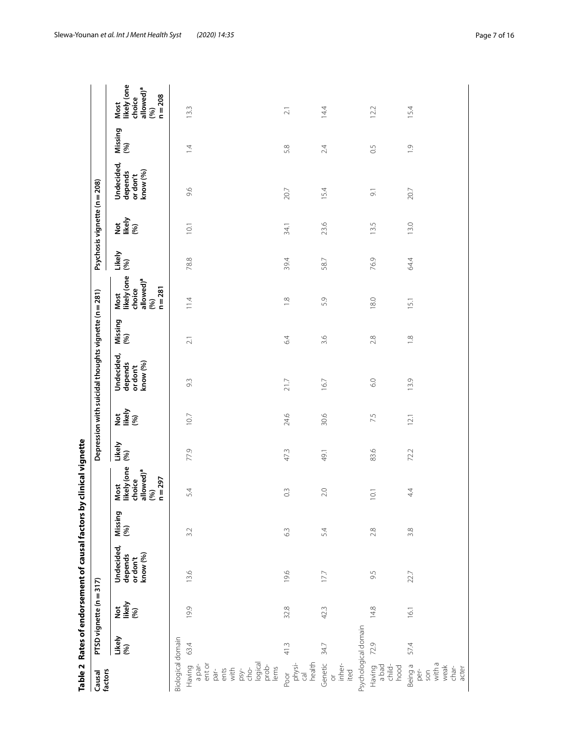**Table 2 Rates of endorsement of causal factors by clinical vignette**

| Causal factors | PTSD vignette (n = 317) | | | | | Depression with suicidal thoughts vignette (n = 281) | | | | | Psychosis vignette (n = 208) | | | | |
|---|---|---|---|---|---|---|---|---|---|---|---|---|---|---|---|
| | Likely (%) | Not likely (%) | Undecided, depends or don't know (%) | Missing (%) | Most likely (one choice allowed)[a] (%) n = 297 | Likely (%) | Not likely (%) | Undecided, depends or don't know (%) | Missing (%) | Most likely (one choice allowed)[a] (%) n = 281 | Likely (%) | Not likely (%) | Undecided, depends or don't know (%) | Missing (%) | Most likely (one choice allowed)[a] (%) n = 208 |
| Biological domain | | | | | | | | | | | | | | | |
| Having a parent or parents with psychological problems | 63.4 | 19.9 | 13.6 | 3.2 | 5.4 | 77.9 | 10.7 | 9.3 | 2.1 | 11.4 | 78.8 | 10.1 | 9.6 | 1.4 | 13.3 |
| Poor physical health | 41.3 | 32.8 | 19.6 | 6.3 | 0.3 | 47.3 | 24.6 | 21.7 | 6.4 | 1.8 | 39.4 | 34.1 | 20.7 | 5.8 | 2.1 |
| Genetic or inherited | 34.7 | 42.3 | 17.7 | 5.4 | 2.0 | 49.1 | 30.6 | 16.7 | 3.6 | 5.9 | 58.7 | 23.6 | 15.4 | 2.4 | 14.4 |
| Psychological domain | | | | | | | | | | | | | | | |
| Having a bad childhood | 72.9 | 14.8 | 9.5 | 2.8 | 10.1 | 83.6 | 7.5 | 6.0 | 2.8 | 18.0 | 76.9 | 13.5 | 9.1 | 0.5 | 12.2 |
| Being a person with a weak character | 57.4 | 16.1 | 22.7 | 3.8 | 4.4 | 72.2 | 12.1 | 13.9 | 1.8 | 15.1 | 64.4 | 13.0 | 20.7 | 1.9 | 15.4 |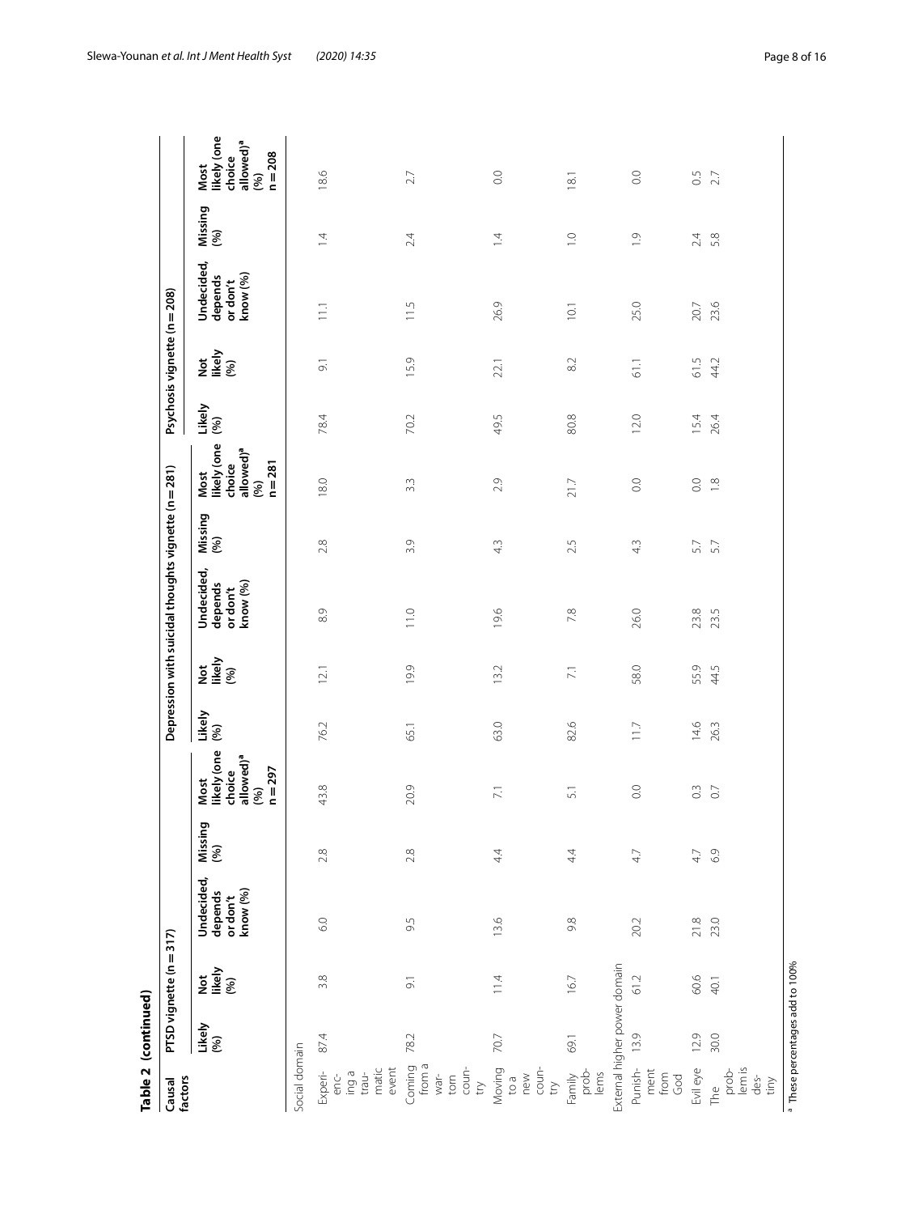**Table 2 (continued)**

| Causal factors | PTSD vignette (n = 317) | | | | | Depression with suicidal thoughts vignette (n = 281) | | | | | Psychosis vignette (n = 208) | | | | |
|---|---|---|---|---|---|---|---|---|---|---|---|---|---|---|---|
| | Likely (%) | Not likely (%) | Undecided, depends or don't know (%) | Missing (%) | Most likely (one choice allowed)[a] (%) n = 297 | Likely (%) | Not likely (%) | Undecided, depends or don't know (%) | Missing (%) | Most likely (one choice allowed)[a] (%) n = 281 | Likely (%) | Not likely (%) | Undecided, depends or don't know (%) | Missing (%) | Most likely (one choice allowed)[a] (%) n = 208 |
| Social domain | | | | | | | | | | | | | | | |
| Experiencing a traumatic event | 87.4 | 3.8 | 6.0 | 2.8 | 43.8 | 76.2 | 12.1 | 8.9 | 2.8 | 18.0 | 78.4 | 9.1 | 11.1 | 1.4 | 18.6 |
| Coming from a war-torn country | 78.2 | 9.1 | 9.5 | 2.8 | 20.9 | 65.1 | 19.9 | 11.0 | 3.9 | 3.3 | 70.2 | 15.9 | 11.5 | 2.4 | 2.7 |
| Moving to a new country | 70.7 | 11.4 | 13.6 | 4.4 | 7.1 | 63.0 | 13.2 | 19.6 | 4.3 | 2.9 | 49.5 | 22.1 | 26.9 | 1.4 | 0.0 |
| Family problems | 69.1 | 16.7 | 9.8 | 4.4 | 5.1 | 82.6 | 7.1 | 7.8 | 2.5 | 21.7 | 80.8 | 8.2 | 10.1 | 1.0 | 18.1 |
| External higher power domain | | | | | | | | | | | | | | | |
| Punishment from God | 13.9 | 61.2 | 20.2 | 4.7 | 0.0 | 11.7 | 58.0 | 26.0 | 4.3 | 0.0 | 12.0 | 61.1 | 25.0 | 1.9 | 0.0 |
| Evil eye | 12.9 | 60.6 | 21.8 | 4.7 | 0.3 | 14.6 | 55.9 | 23.8 | 5.7 | 0.0 | 15.4 | 61.5 | 20.7 | 2.4 | 0.5 |
| The problem is destiny | 30.0 | 40.1 | 23.0 | 6.9 | 0.7 | 26.3 | 44.5 | 23.5 | 5.7 | 1.8 | 26.4 | 44.2 | 23.6 | 5.8 | 2.7 |

[a] These percentages add to 100%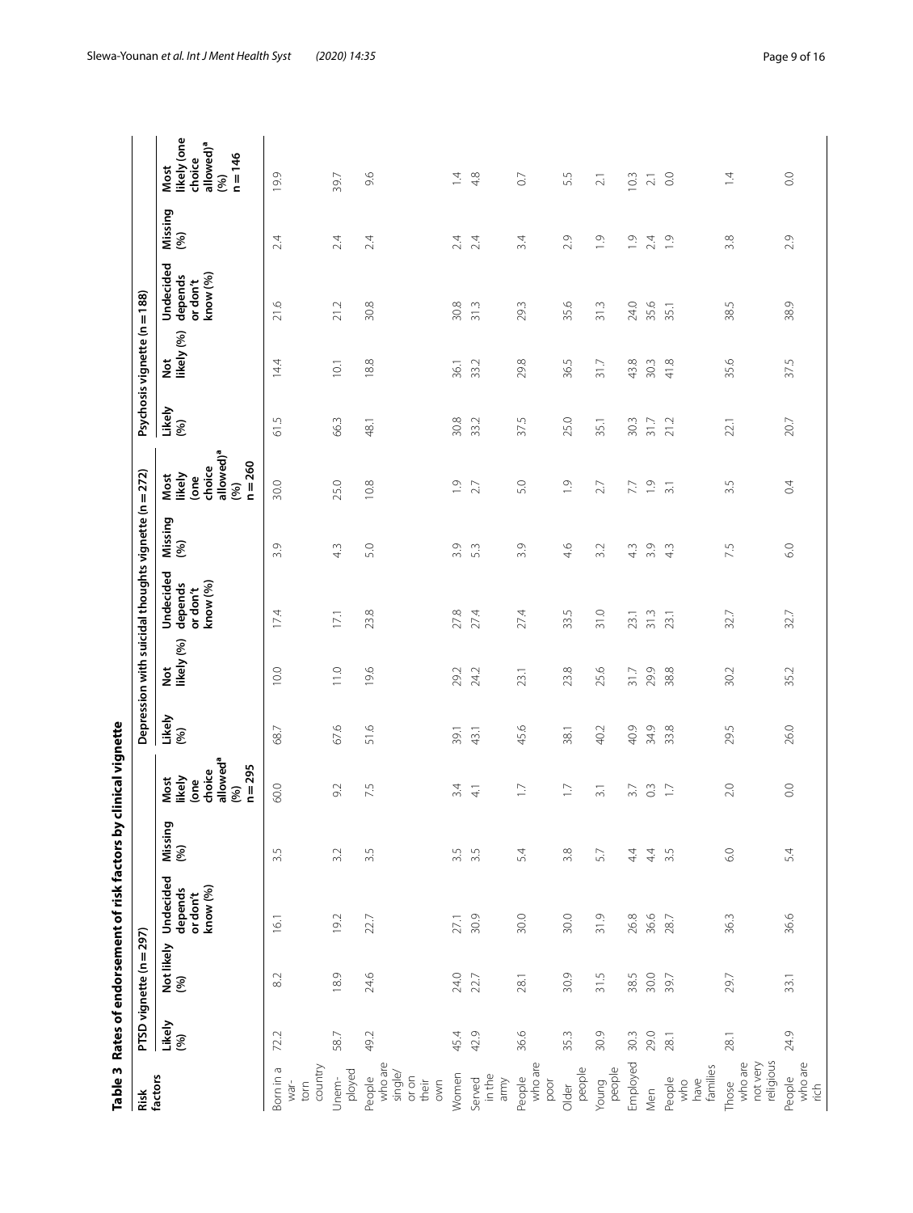**Table 3 Rates of endorsement of risk factors by clinical vignette**

| Risk factors | PTSD vignette (n = 297) | | | | | Depression with suicidal thoughts vignette (n = 272) | | | | | Psychosis vignette (n = 188) | | | | |
|---|---|---|---|---|---|---|---|---|---|---|---|---|---|---|---|
| | Likely (%) | Not likely (%) | Undecided depends or don't know (%) | Missing (%) | Most likely (one choice allowed)[a] (%) n = 295 | Likely (%) | Not likely (%) | Undecided depends or don't know (%) | Missing (%) | Most likely (one choice allowed)[a] (%) n = 260 | Likely (%) | Not likely (%) | Undecided depends or don't know (%) | Missing (%) | Most likely (one choice allowed)[a] (%) n = 146 |
| Born in a war-torn country | 72.2 | 8.2 | 16.1 | 3.5 | 60.0 | 68.7 | 10.0 | 17.4 | 3.9 | 30.0 | 61.5 | 14.4 | 21.6 | 2.4 | 19.9 |
| Unemployed | 58.7 | 18.9 | 19.2 | 3.2 | 9.2 | 67.6 | 11.0 | 17.1 | 4.3 | 25.0 | 66.3 | 10.1 | 21.2 | 2.4 | 39.7 |
| People who are single/ or on their own | 49.2 | 24.6 | 22.7 | 3.5 | 7.5 | 51.6 | 19.6 | 23.8 | 5.0 | 10.8 | 48.1 | 18.8 | 30.8 | 2.4 | 9.6 |
| Women | 45.4 | 24.0 | 27.1 | 3.5 | 3.4 | 39.1 | 29.2 | 27.8 | 3.9 | 1.9 | 30.8 | 36.1 | 30.8 | 2.4 | 1.4 |
| Served in the army | 42.9 | 22.7 | 30.9 | 3.5 | 4.1 | 43.1 | 24.2 | 27.4 | 5.3 | 2.7 | 33.2 | 33.2 | 31.3 | 2.4 | 4.8 |
| People who are poor | 36.6 | 28.1 | 30.0 | 5.4 | 1.7 | 45.6 | 23.1 | 27.4 | 3.9 | 5.0 | 37.5 | 29.8 | 29.3 | 3.4 | 0.7 |
| Older people | 35.3 | 30.9 | 30.0 | 3.8 | 1.7 | 38.1 | 23.8 | 33.5 | 4.6 | 1.9 | 25.0 | 36.5 | 35.6 | 2.9 | 5.5 |
| Young people | 30.9 | 31.5 | 31.9 | 5.7 | 3.1 | 40.2 | 25.6 | 31.0 | 3.2 | 2.7 | 35.1 | 31.7 | 31.3 | 1.9 | 2.1 |
| Employed | 30.3 | 38.5 | 26.8 | 4.4 | 3.7 | 40.9 | 31.7 | 23.1 | 4.3 | 7.7 | 30.3 | 43.8 | 24.0 | 1.9 | 10.3 |
| Men | 29.0 | 30.0 | 36.6 | 4.4 | 0.3 | 34.9 | 29.9 | 31.3 | 3.9 | 1.9 | 31.7 | 30.3 | 35.6 | 2.4 | 2.1 |
| People who have families | 28.1 | 39.7 | 28.7 | 3.5 | 1.7 | 33.8 | 38.8 | 23.1 | 4.3 | 3.1 | 21.2 | 41.8 | 35.1 | 1.9 | 0.0 |
| Those who are not very religious | 28.1 | 29.7 | 36.3 | 6.0 | 2.0 | 29.5 | 30.2 | 32.7 | 7.5 | 3.5 | 22.1 | 35.6 | 38.5 | 3.8 | 1.4 |
| People who are rich | 24.9 | 33.1 | 36.6 | 5.4 | 0.0 | 26.0 | 35.2 | 32.7 | 6.0 | 0.4 | 20.7 | 37.5 | 38.9 | 2.9 | 0.0 |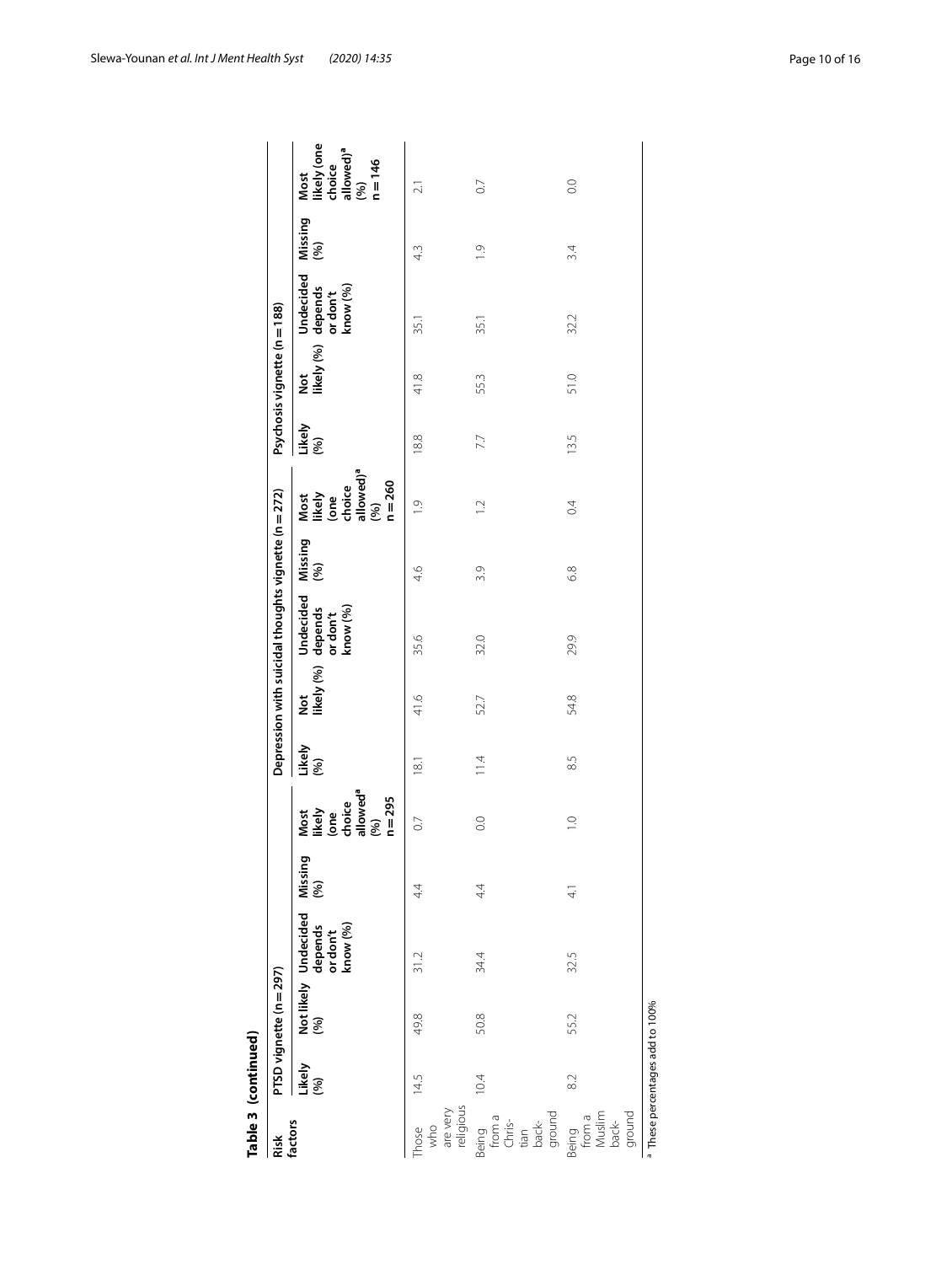**Table 3 (continued)**

| Risk factors | PTSD vignette (n = 297) | | | | | Depression with suicidal thoughts vignette (n = 272) | | | | | Psychosis vignette (n = 188) | | | | |
|---|---|---|---|---|---|---|---|---|---|---|---|---|---|---|---|
| | Likely (%) | Not likely (%) | Undecided depends or don't know (%) | Missing (%) | Most likely (one choice allowed)[a] (%) n = 295 | Likely (%) | Not likely (%) | Undecided depends or don't know (%) | Missing (%) | Most likely (one choice allowed)[a] (%) n = 260 | Likely (%) | Not likely (%) | Undecided depends or don't know (%) | Missing (%) | Most likely (one choice allowed)[a] (%) n = 146 |
| Those who are very religious | 14.5 | 49.8 | 31.2 | 4.4 | 0.7 | 18.1 | 41.6 | 35.6 | 4.6 | 1.9 | 18.8 | 41.8 | 35.1 | 4.3 | 2.1 |
| Being from a Christian background | 10.4 | 50.8 | 34.4 | 4.4 | 0.0 | 11.4 | 52.7 | 32.0 | 3.9 | 1.2 | 7.7 | 55.3 | 35.1 | 1.9 | 0.7 |
| Being from a Muslim background | 8.2 | 55.2 | 32.5 | 4.1 | 1.0 | 8.5 | 54.8 | 29.9 | 6.8 | 0.4 | 13.5 | 51.0 | 32.2 | 3.4 | 0.0 |

[a] These percentages add to 100%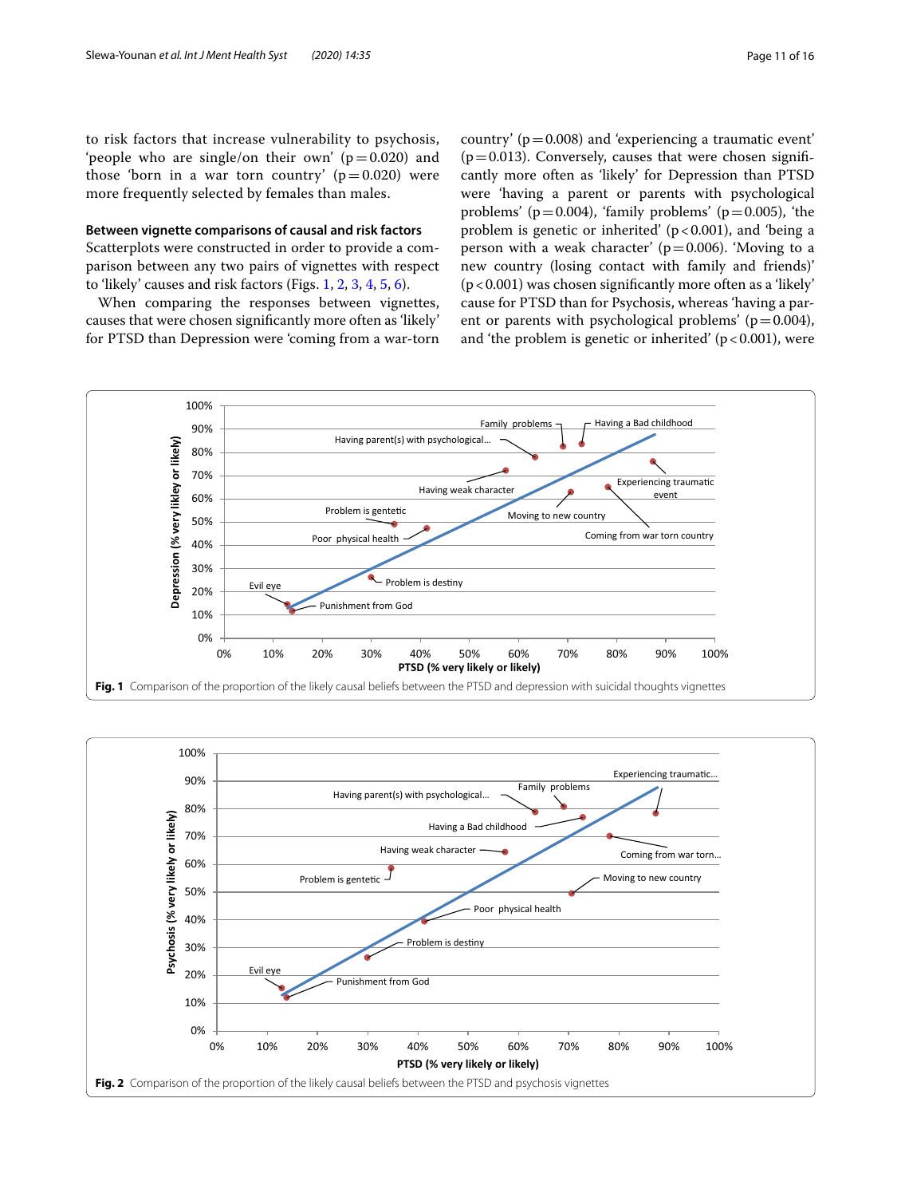to risk factors that increase vulnerability to psychosis, 'people who are single/on their own' ($p = 0.020$) and those 'born in a war torn country' ($p = 0.020$) were more frequently selected by females than males.

**Between vignette comparisons of causal and risk factors**

Scatterplots were constructed in order to provide a comparison between any two pairs of vignettes with respect to 'likely' causes and risk factors (Figs. 1, 2, 3, 4, 5, 6).

When comparing the responses between vignettes, causes that were chosen significantly more often as 'likely' for PTSD than Depression were 'coming from a war-torn country' ($p = 0.008$) and 'experiencing a traumatic event' ($p = 0.013$). Conversely, causes that were chosen significantly more often as 'likely' for Depression than PTSD were 'having a parent or parents with psychological problems' ($p = 0.004$), 'family problems' ($p = 0.005$), 'the problem is genetic or inherited' ($p < 0.001$), and 'being a person with a weak character' ($p = 0.006$). 'Moving to a new country (losing contact with family and friends)' ($p < 0.001$) was chosen significantly more often as a 'likely' cause for PTSD than for Psychosis, whereas 'having a parent or parents with psychological problems' ($p = 0.004$), and 'the problem is genetic or inherited' ($p < 0.001$), were

**Fig. 1** Comparison of the proportion of the likely causal beliefs between the PTSD and depression with suicidal thoughts vignettes

**Fig. 2** Comparison of the proportion of the likely causal beliefs between the PTSD and psychosis vignettes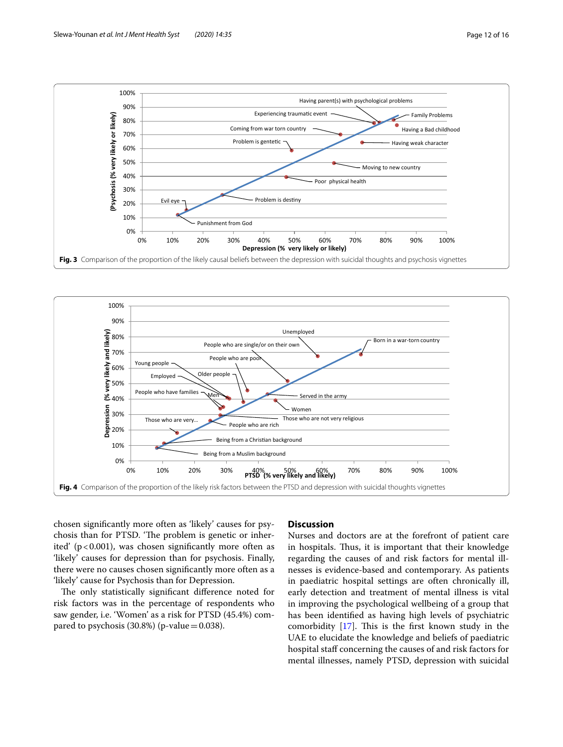Fig. 3 Comparison of the proportion of the likely causal beliefs between the depression with suicidal thoughts and psychosis vignettes

Fig. 4 Comparison of the proportion of the likely risk factors between the PTSD and depression with suicidal thoughts vignettes

chosen significantly more often as 'likely' causes for psychosis than for PTSD. 'The problem is genetic or inherited' ($p < 0.001$), was chosen significantly more often as 'likely' causes for depression than for psychosis. Finally, there were no causes chosen significantly more often as a 'likely' cause for Psychosis than for Depression.

The only statistically significant difference noted for risk factors was in the percentage of respondents who saw gender, i.e. 'Women' as a risk for PTSD (45.4%) compared to psychosis (30.8%) (p-value = 0.038).

## Discussion

Nurses and doctors are at the forefront of patient care in hospitals. Thus, it is important that their knowledge regarding the causes of and risk factors for mental illnesses is evidence-based and contemporary. As patients in paediatric hospital settings are often chronically ill, early detection and treatment of mental illness is vital in improving the psychological wellbeing of a group that has been identified as having high levels of psychiatric comorbidity [17]. This is the first known study in the UAE to elucidate the knowledge and beliefs of paediatric hospital staff concerning the causes of and risk factors for mental illnesses, namely PTSD, depression with suicidal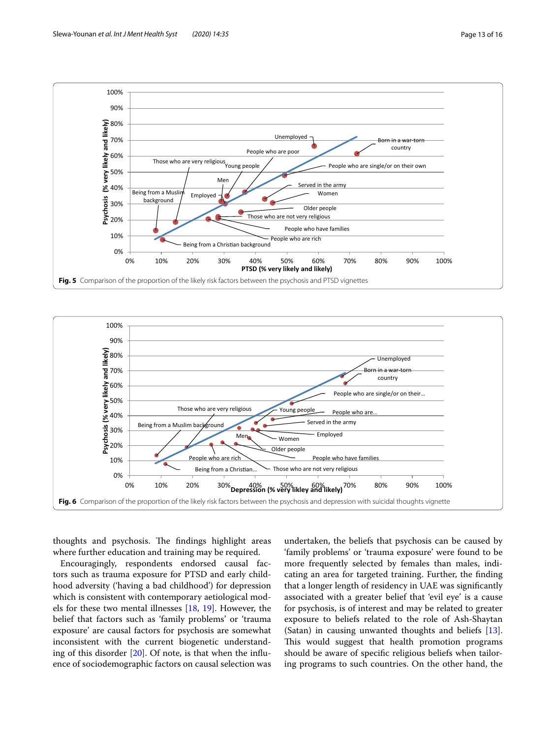Fig. 5 Comparison of the proportion of the likely risk factors between the psychosis and PTSD vignettes

Fig. 6 Comparison of the proportion of the likely risk factors between the psychosis and depression with suicidal thoughts vignette

thoughts and psychosis. The findings highlight areas where further education and training may be required.

Encouragingly, respondents endorsed causal factors such as trauma exposure for PTSD and early childhood adversity ('having a bad childhood') for depression which is consistent with contemporary aetiological models for these two mental illnesses [18, 19]. However, the belief that factors such as 'family problems' or 'trauma exposure' are causal factors for psychosis are somewhat inconsistent with the current biogenetic understanding of this disorder [20]. Of note, is that when the influence of sociodemographic factors on causal selection was undertaken, the beliefs that psychosis can be caused by 'family problems' or 'trauma exposure' were found to be more frequently selected by females than males, indicating an area for targeted training. Further, the finding that a longer length of residency in UAE was significantly associated with a greater belief that 'evil eye' is a cause for psychosis, is of interest and may be related to greater exposure to beliefs related to the role of Ash-Shaytan (Satan) in causing unwanted thoughts and beliefs [13]. This would suggest that health promotion programs should be aware of specific religious beliefs when tailoring programs to such countries. On the other hand, the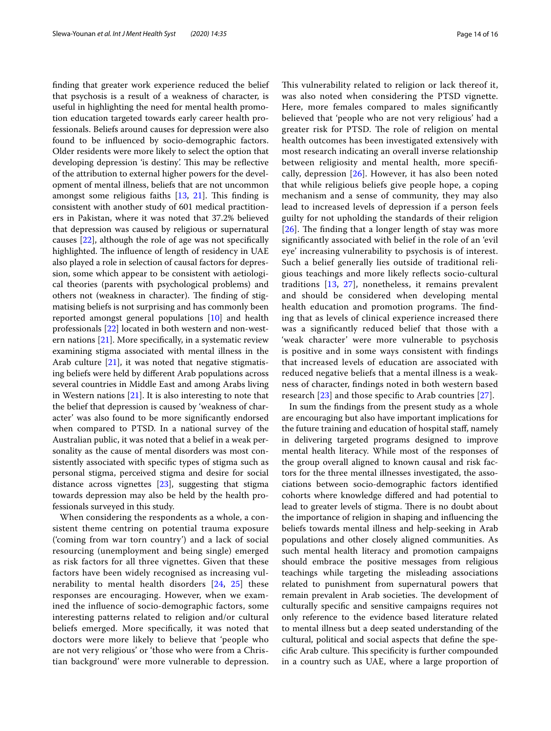finding that greater work experience reduced the belief that psychosis is a result of a weakness of character, is useful in highlighting the need for mental health promotion education targeted towards early career health professionals. Beliefs around causes for depression were also found to be influenced by socio-demographic factors. Older residents were more likely to select the option that developing depression 'is destiny'. This may be reflective of the attribution to external higher powers for the development of mental illness, beliefs that are not uncommon amongst some religious faiths [13, 21]. This finding is consistent with another study of 601 medical practitioners in Pakistan, where it was noted that 37.2% believed that depression was caused by religious or supernatural causes [22], although the role of age was not specifically highlighted. The influence of length of residency in UAE also played a role in selection of causal factors for depression, some which appear to be consistent with aetiological theories (parents with psychological problems) and others not (weakness in character). The finding of stigmatising beliefs is not surprising and has commonly been reported amongst general populations [10] and health professionals [22] located in both western and non-western nations [21]. More specifically, in a systematic review examining stigma associated with mental illness in the Arab culture [21], it was noted that negative stigmatising beliefs were held by different Arab populations across several countries in Middle East and among Arabs living in Western nations [21]. It is also interesting to note that the belief that depression is caused by 'weakness of character' was also found to be more significantly endorsed when compared to PTSD. In a national survey of the Australian public, it was noted that a belief in a weak personality as the cause of mental disorders was most consistently associated with specific types of stigma such as personal stigma, perceived stigma and desire for social distance across vignettes [23], suggesting that stigma towards depression may also be held by the health professionals surveyed in this study.

When considering the respondents as a whole, a consistent theme centring on potential trauma exposure ('coming from war torn country') and a lack of social resourcing (unemployment and being single) emerged as risk factors for all three vignettes. Given that these factors have been widely recognised as increasing vulnerability to mental health disorders [24, 25] these responses are encouraging. However, when we examined the influence of socio-demographic factors, some interesting patterns related to religion and/or cultural beliefs emerged. More specifically, it was noted that doctors were more likely to believe that 'people who are not very religious' or 'those who were from a Christian background' were more vulnerable to depression. This vulnerability related to religion or lack thereof it, was also noted when considering the PTSD vignette. Here, more females compared to males significantly believed that 'people who are not very religious' had a greater risk for PTSD. The role of religion on mental health outcomes has been investigated extensively with most research indicating an overall inverse relationship between religiosity and mental health, more specifically, depression [26]. However, it has also been noted that while religious beliefs give people hope, a coping mechanism and a sense of community, they may also lead to increased levels of depression if a person feels guilty for not upholding the standards of their religion [26]. The finding that a longer length of stay was more significantly associated with belief in the role of an 'evil eye' increasing vulnerability to psychosis is of interest. Such a belief generally lies outside of traditional religious teachings and more likely reflects socio-cultural traditions [13, 27], nonetheless, it remains prevalent and should be considered when developing mental health education and promotion programs. The finding that as levels of clinical experience increased there was a significantly reduced belief that those with a 'weak character' were more vulnerable to psychosis is positive and in some ways consistent with findings that increased levels of education are associated with reduced negative beliefs that a mental illness is a weakness of character, findings noted in both western based research [23] and those specific to Arab countries [27].

In sum the findings from the present study as a whole are encouraging but also have important implications for the future training and education of hospital staff, namely in delivering targeted programs designed to improve mental health literacy. While most of the responses of the group overall aligned to known causal and risk factors for the three mental illnesses investigated, the associations between socio-demographic factors identified cohorts where knowledge differed and had potential to lead to greater levels of stigma. There is no doubt about the importance of religion in shaping and influencing the beliefs towards mental illness and help-seeking in Arab populations and other closely aligned communities. As such mental health literacy and promotion campaigns should embrace the positive messages from religious teachings while targeting the misleading associations related to punishment from supernatural powers that remain prevalent in Arab societies. The development of culturally specific and sensitive campaigns requires not only reference to the evidence based literature related to mental illness but a deep seated understanding of the cultural, political and social aspects that define the specific Arab culture. This specificity is further compounded in a country such as UAE, where a large proportion of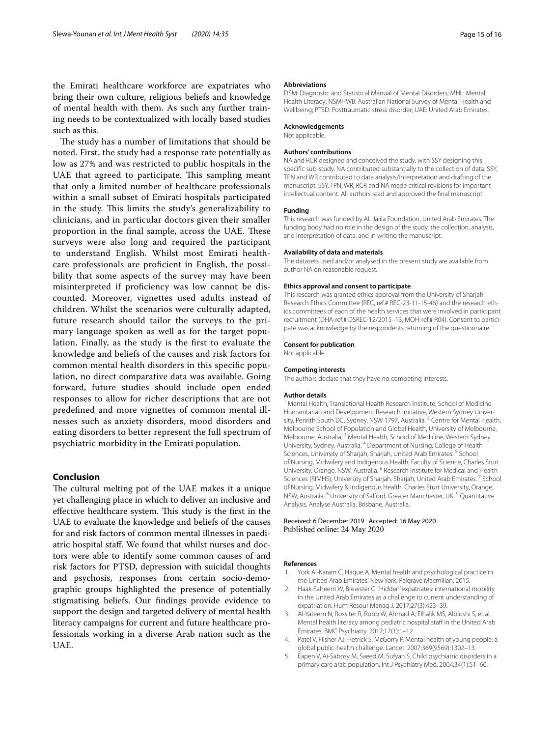the Emirati healthcare workforce are expatriates who bring their own culture, religious beliefs and knowledge of mental health with them. As such any further training needs to be contextualized with locally based studies such as this.

The study has a number of limitations that should be noted. First, the study had a response rate potentially as low as 27% and was restricted to public hospitals in the UAE that agreed to participate. This sampling meant that only a limited number of healthcare professionals within a small subset of Emirati hospitals participated in the study. This limits the study's generalizability to clinicians, and in particular doctors given their smaller proportion in the final sample, across the UAE. These surveys were also long and required the participant to understand English. Whilst most Emirati healthcare professionals are proficient in English, the possibility that some aspects of the survey may have been misinterpreted if proficiency was low cannot be discounted. Moreover, vignettes used adults instead of children. Whilst the scenarios were culturally adapted, future research should tailor the surveys to the primary language spoken as well as for the target population. Finally, as the study is the first to evaluate the knowledge and beliefs of the causes and risk factors for common mental health disorders in this specific population, no direct comparative data was available. Going forward, future studies should include open ended responses to allow for richer descriptions that are not predefined and more vignettes of common mental illnesses such as anxiety disorders, mood disorders and eating disorders to better represent the full spectrum of psychiatric morbidity in the Emirati population.

## Conclusion

The cultural melting pot of the UAE makes it a unique yet challenging place in which to deliver an inclusive and effective healthcare system. This study is the first in the UAE to evaluate the knowledge and beliefs of the causes for and risk factors of common mental illnesses in paediatric hospital staff. We found that whilst nurses and doctors were able to identify some common causes of and risk factors for PTSD, depression with suicidal thoughts and psychosis, responses from certain socio-demographic groups highlighted the presence of potentially stigmatising beliefs. Our findings provide evidence to support the design and targeted delivery of mental health literacy campaigns for current and future healthcare professionals working in a diverse Arab nation such as the UAE.

#### Abbreviations

DSM: Diagnostic and Statistical Manual of Mental Disorders; MHL: Mental Health Literacy; NSMHWB: Australian National Survey of Mental Health and Wellbeing; PTSD: Posttraumatic stress disorder; UAE: United Arab Emirates.

#### Acknowledgements

Not applicable.

#### Authors' contributions

NA and RCR designed and conceived the study, with SSY designing this specific sub-study. NA contributed substantially to the collection of data. SSY, TPN and WR contributed to data analysis/interpretation and drafting of the manuscript. SSY, TPN, WR, RCR and NA made critical revisions for important intellectual content. All authors read and approved the final manuscript.

#### Funding

This research was funded by AL Jalila Foundation, United Arab Emirates. The funding body had no role in the design of the study, the collection, analysis, and interpretation of data, and in writing the manuscript.

#### Availability of data and materials

The datasets used and/or analysed in the present study are available from author NA on reasonable request.

#### Ethics approval and consent to participate

This research was granted ethics approval from the University of Sharjah Research Ethics Committee (REC, ref.# REC-23-11-15-46) and the research ethics committees of each of the health services that were involved in participant recruitment (DHA-ref.# DSREC-12/2015–13; MOH-ref.# R04). Consent to participate was acknowledge by the respondents returning of the questionnaire.

#### Consent for publication

Not applicable.

#### Competing interests

The authors declare that they have no competing interests.

#### Author details

[1] Mental Health, Translational Health Research Institute, School of Medicine, Humanitarian and Development Research Initiative, Western Sydney University, Penrith South DC, Sydney, NSW 1797, Australia. [2] Centre for Mental Health, Melbourne School of Population and Global Health, University of Melbourne, Melbourne, Australia. [3] Mental Health, School of Medicine, Western Sydney University, Sydney, Australia. [4] Department of Nursing, College of Health Sciences, University of Sharjah, Sharjah, United Arab Emirates. [5] School of Nursing, Midwifery and Indigenous Health, Faculty of Science, Charles Sturt University, Orange, NSW, Australia. [6] Research Institute for Medical and Health Sciences (RIMHS), University of Sharjah, Sharjah, United Arab Emirates. [7] School of Nursing, Midwifery & Indigenous Health, Charles Sturt University, Orange, NSW, Australia. [8] University of Salford, Greater Manchester, UK. [9] Quantitative Analysis, Analyse Australia, Brisbane, Australia.

Received: 6 December 2019 Accepted: 16 May 2020
Published online: 24 May 2020

#### References

1. York Al-Karam C, Haque A. Mental health and psychological practice in the United Arab Emirates. New York: Palgrave Macmillan; 2015.
2. Haak-Saheem W, Brewster C. 'Hidden' expatriates: international mobility in the United Arab Emirates as a challenge to current understanding of expatriation. Hum Resour Manag J. 2017;27(3):423–39.
3. Al-Yateem N, Rossiter R, Robb W, Ahmad A, Elhalik MS, Albloshi S, et al. Mental health literacy among pediatric hospital staff in the United Arab Emirates. BMC Psychiatry. 2017;17(1):1–12.
4. Patel V, Flisher AJ, Hetrick S, McGorry P. Mental health of young people: a global public-health challenge. Lancet. 2007;369(9569):1302–13.
5. Eapen V, Ai-Sabosy M, Saeed M, Sufyan S. Child psychiatric disorders in a primary care arab population. Int J Psychiatry Med. 2004;34(1):51–60.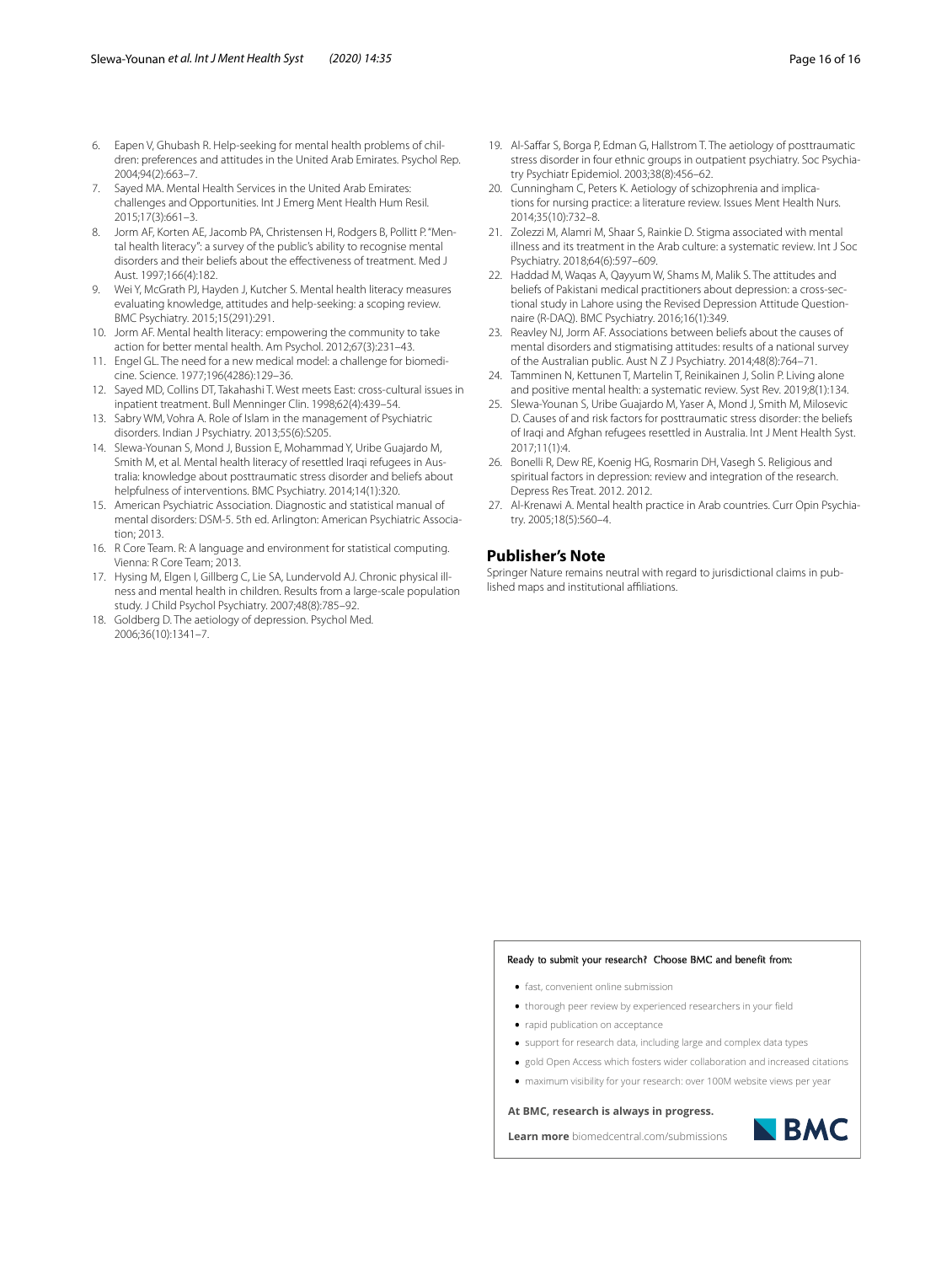6. Eapen V, Ghubash R. Help-seeking for mental health problems of children: preferences and attitudes in the United Arab Emirates. Psychol Rep. 2004;94(2):663–7.
7. Sayed MA. Mental Health Services in the United Arab Emirates: challenges and Opportunities. Int J Emerg Ment Health Hum Resil. 2015;17(3):661–3.
8. Jorm AF, Korten AE, Jacomb PA, Christensen H, Rodgers B, Pollitt P. "Mental health literacy": a survey of the public's ability to recognise mental disorders and their beliefs about the effectiveness of treatment. Med J Aust. 1997;166(4):182.
9. Wei Y, McGrath PJ, Hayden J, Kutcher S. Mental health literacy measures evaluating knowledge, attitudes and help-seeking: a scoping review. BMC Psychiatry. 2015;15(291):291.
10. Jorm AF. Mental health literacy: empowering the community to take action for better mental health. Am Psychol. 2012;67(3):231–43.
11. Engel GL. The need for a new medical model: a challenge for biomedicine. Science. 1977;196(4286):129–36.
12. Sayed MD, Collins DT, Takahashi T. West meets East: cross-cultural issues in inpatient treatment. Bull Menninger Clin. 1998;62(4):439–54.
13. Sabry WM, Vohra A. Role of Islam in the management of Psychiatric disorders. Indian J Psychiatry. 2013;55(6):S205.
14. Slewa-Younan S, Mond J, Bussion E, Mohammad Y, Uribe Guajardo M, Smith M, et al. Mental health literacy of resettled Iraqi refugees in Australia: knowledge about posttraumatic stress disorder and beliefs about helpfulness of interventions. BMC Psychiatry. 2014;14(1):320.
15. American Psychiatric Association. Diagnostic and statistical manual of mental disorders: DSM-5. 5th ed. Arlington: American Psychiatric Association; 2013.
16. R Core Team. R: A language and environment for statistical computing. Vienna: R Core Team; 2013.
17. Hysing M, Elgen I, Gillberg C, Lie SA, Lundervold AJ. Chronic physical illness and mental health in children. Results from a large-scale population study. J Child Psychol Psychiatry. 2007;48(8):785–92.
18. Goldberg D. The aetiology of depression. Psychol Med. 2006;36(10):1341–7.
19. Al-Saffar S, Borga P, Edman G, Hallstrom T. The aetiology of posttraumatic stress disorder in four ethnic groups in outpatient psychiatry. Soc Psychiatry Psychiatr Epidemiol. 2003;38(8):456–62.
20. Cunningham C, Peters K. Aetiology of schizophrenia and implications for nursing practice: a literature review. Issues Ment Health Nurs. 2014;35(10):732–8.
21. Zolezzi M, Alamri M, Shaar S, Rainkie D. Stigma associated with mental illness and its treatment in the Arab culture: a systematic review. Int J Soc Psychiatry. 2018;64(6):597–609.
22. Haddad M, Waqas A, Qayyum W, Shams M, Malik S. The attitudes and beliefs of Pakistani medical practitioners about depression: a cross-sectional study in Lahore using the Revised Depression Attitude Questionnaire (R-DAQ). BMC Psychiatry. 2016;16(1):349.
23. Reavley NJ, Jorm AF. Associations between beliefs about the causes of mental disorders and stigmatising attitudes: results of a national survey of the Australian public. Aust N Z J Psychiatry. 2014;48(8):764–71.
24. Tamminen N, Kettunen T, Martelin T, Reinikainen J, Solin P. Living alone and positive mental health: a systematic review. Syst Rev. 2019;8(1):134.
25. Slewa-Younan S, Uribe Guajardo M, Yaser A, Mond J, Smith M, Milosevic D. Causes of and risk factors for posttraumatic stress disorder: the beliefs of Iraqi and Afghan refugees resettled in Australia. Int J Ment Health Syst. 2017;11(1):4.
26. Bonelli R, Dew RE, Koenig HG, Rosmarin DH, Vasegh S. Religious and spiritual factors in depression: review and integration of the research. Depress Res Treat. 2012. 2012.
27. Al-Krenawi A. Mental health practice in Arab countries. Curr Opin Psychiatry. 2005;18(5):560–4.

## Publisher's Note

Springer Nature remains neutral with regard to jurisdictional claims in published maps and institutional affiliations.

Ready to submit your research? Choose BMC and benefit from:

- fast, convenient online submission
- thorough peer review by experienced researchers in your field
- rapid publication on acceptance
- support for research data, including large and complex data types
- gold Open Access which fosters wider collaboration and increased citations
- maximum visibility for your research: over 100M website views per year

**At BMC, research is always in progress.**

**Learn more** biomedcentral.com/submissions